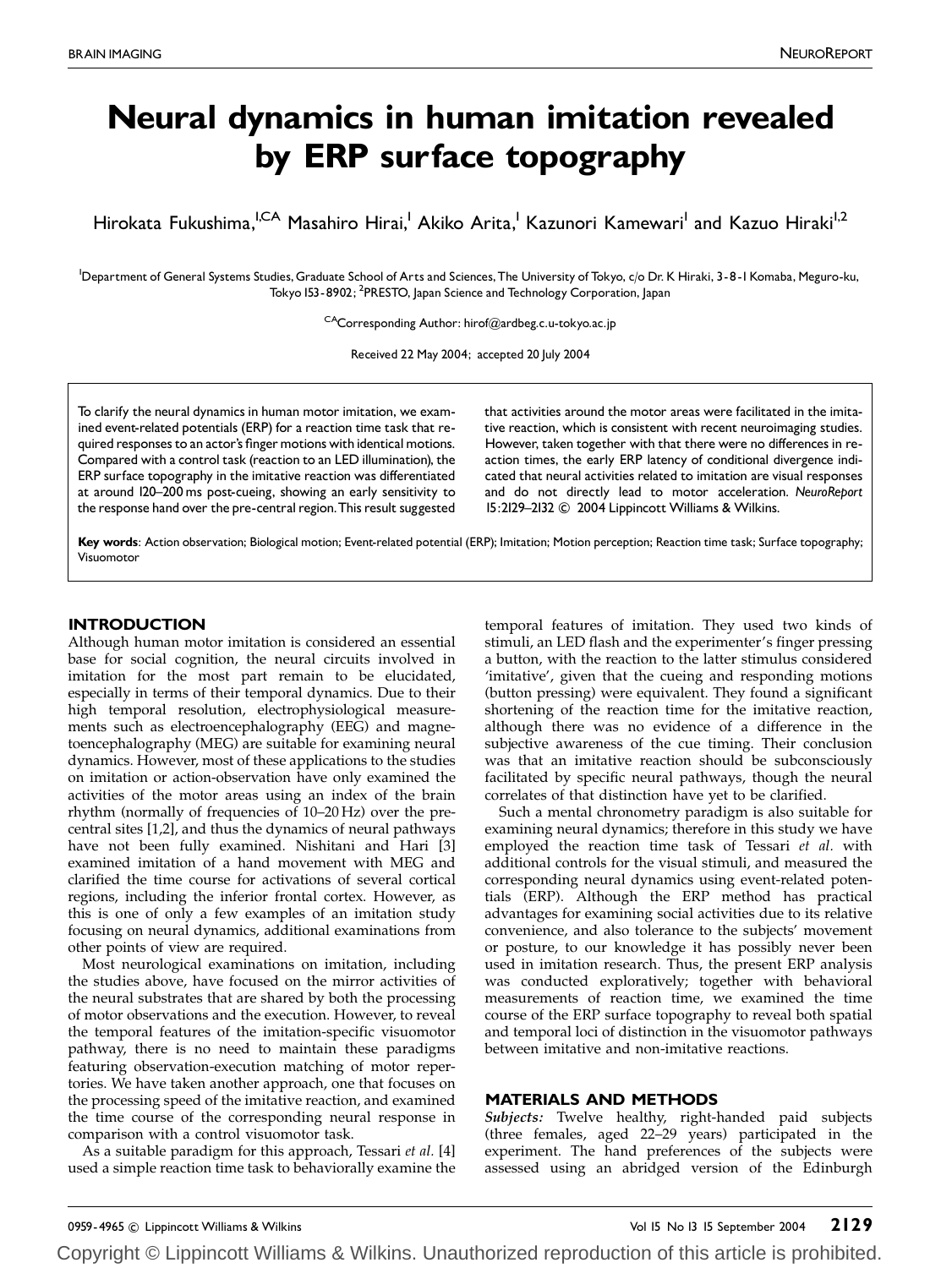# Neural dynamics in human imitation revealed by ERP surface topography

Hirokata Fukushima,[1,CA] Masahiro Hirai,[1] Akiko Arita,[1] Kazunori Kamewari[1] and Kazuo Hiraki[1,2]

[1]Department of General Systems Studies, Graduate School of Arts and Sciences, The University of Tokyo, c/o Dr. K Hiraki, 3-8-1 Komaba, Meguro-ku, Tokyo 153-8902; [2]PRESTO, Japan Science and Technology Corporation, Japan

[CA]Corresponding Author: hirof@ardbeg.c.u-tokyo.ac.jp

Received 22 May 2004; accepted 20 July 2004

To clarify the neural dynamics in human motor imitation, we examined event-related potentials (ERP) for a reaction time task that required responses to an actor's finger motions with identical motions. Compared with a control task (reaction to an LED illumination), the ERP surface topography in the imitative reaction was differentiated at around 120–200 ms post-cueing, showing an early sensitivity to the response hand over the pre-central region. This result suggested that activities around the motor areas were facilitated in the imitative reaction, which is consistent with recent neuroimaging studies. However, taken together with that there were no differences in reaction times, the early ERP latency of conditional divergence indicated that neural activities related to imitation are visual responses and do not directly lead to motor acceleration. *NeuroReport* 15:2129–2132 © 2004 Lippincott Williams & Wilkins.

**Key words**: Action observation; Biological motion; Event-related potential (ERP); Imitation; Motion perception; Reaction time task; Surface topography; Visuomotor

## INTRODUCTION

Although human motor imitation is considered an essential base for social cognition, the neural circuits involved in imitation for the most part remain to be elucidated, especially in terms of their temporal dynamics. Due to their high temporal resolution, electrophysiological measurements such as electroencephalography (EEG) and magnetoencephalography (MEG) are suitable for examining neural dynamics. However, most of these applications to the studies on imitation or action-observation have only examined the activities of the motor areas using an index of the brain rhythm (normally of frequencies of 10–20 Hz) over the pre-central sites [1,2], and thus the dynamics of neural pathways have not been fully examined. Nishitani and Hari [3] examined imitation of a hand movement with MEG and clarified the time course for activations of several cortical regions, including the inferior frontal cortex. However, as this is one of only a few examples of an imitation study focusing on neural dynamics, additional examinations from other points of view are required.

Most neurological examinations on imitation, including the studies above, have focused on the mirror activities of the neural substrates that are shared by both the processing of motor observations and the execution. However, to reveal the temporal features of the imitation-specific visuomotor pathway, there is no need to maintain these paradigms featuring observation-execution matching of motor repertories. We have taken another approach, one that focuses on the processing speed of the imitative reaction, and examined the time course of the corresponding neural response in comparison with a control visuomotor task.

As a suitable paradigm for this approach, Tessari *et al.* [4] used a simple reaction time task to behaviorally examine the temporal features of imitation. They used two kinds of stimuli, an LED flash and the experimenter's finger pressing a button, with the reaction to the latter stimulus considered 'imitative', given that the cueing and responding motions (button pressing) were equivalent. They found a significant shortening of the reaction time for the imitative reaction, although there was no evidence of a difference in the subjective awareness of the cue timing. Their conclusion was that an imitative reaction should be subconsciously facilitated by specific neural pathways, though the neural correlates of that distinction have yet to be clarified.

Such a mental chronometry paradigm is also suitable for examining neural dynamics; therefore in this study we have employed the reaction time task of Tessari *et al.* with additional controls for the visual stimuli, and measured the corresponding neural dynamics using event-related potentials (ERP). Although the ERP method has practical advantages for examining social activities due to its relative convenience, and also tolerance to the subjects' movement or posture, to our knowledge it has possibly never been used in imitation research. Thus, the present ERP analysis was conducted exploratively; together with behavioral measurements of reaction time, we examined the time course of the ERP surface topography to reveal both spatial and temporal loci of distinction in the visuomotor pathways between imitative and non-imitative reactions.

## MATERIALS AND METHODS

*Subjects:* Twelve healthy, right-handed paid subjects (three females, aged 22–29 years) participated in the experiment. The hand preferences of the subjects were assessed using an abridged version of the Edinburgh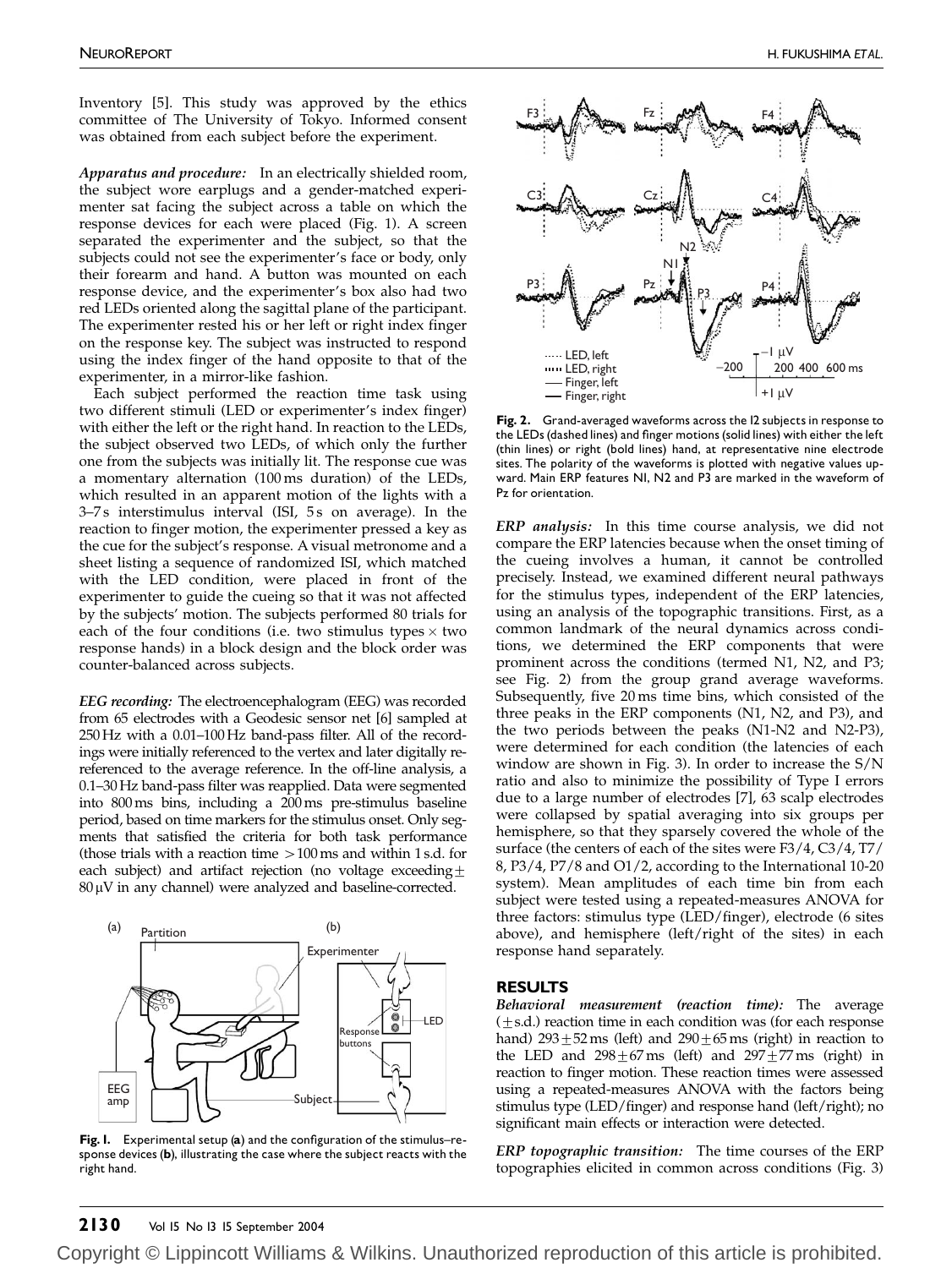Inventory [5]. This study was approved by the ethics committee of The University of Tokyo. Informed consent was obtained from each subject before the experiment.

***Apparatus and procedure:*** In an electrically shielded room, the subject wore earplugs and a gender-matched experimenter sat facing the subject across a table on which the response devices for each were placed (Fig. 1). A screen separated the experimenter and the subject, so that the subjects could not see the experimenter's face or body, only their forearm and hand. A button was mounted on each response device, and the experimenter's box also had two red LEDs oriented along the sagittal plane of the participant. The experimenter rested his or her left or right index finger on the response key. The subject was instructed to respond using the index finger of the hand opposite to that of the experimenter, in a mirror-like fashion.

Each subject performed the reaction time task using two different stimuli (LED or experimenter's index finger) with either the left or the right hand. In reaction to the LEDs, the subject observed two LEDs, of which only the further one from the subjects was initially lit. The response cue was a momentary alternation (100 ms duration) of the LEDs, which resulted in an apparent motion of the lights with a 3–7 s interstimulus interval (ISI, 5 s on average). In the reaction to finger motion, the experimenter pressed a key as the cue for the subject's response. A visual metronome and a sheet listing a sequence of randomized ISI, which matched with the LED condition, were placed in front of the experimenter to guide the cueing so that it was not affected by the subjects' motion. The subjects performed 80 trials for each of the four conditions (i.e. two stimulus types × two response hands) in a block design and the block order was counter-balanced across subjects.

***EEG recording:*** The electroencephalogram (EEG) was recorded from 65 electrodes with a Geodesic sensor net [6] sampled at 250 Hz with a 0.01–100 Hz band-pass filter. All of the recordings were initially referenced to the vertex and later digitally re-referenced to the average reference. In the off-line analysis, a 0.1–30 Hz band-pass filter was reapplied. Data were segmented into 800 ms bins, including a 200 ms pre-stimulus baseline period, based on time markers for the stimulus onset. Only segments that satisfied the criteria for both task performance (those trials with a reaction time > 100 ms and within 1 s.d. for each subject) and artifact rejection (no voltage exceeding ± 80 μV in any channel) were analyzed and baseline-corrected.

**Fig. 1.** Experimental setup (**a**) and the configuration of the stimulus–response devices (**b**), illustrating the case where the subject reacts with the right hand.

**Fig. 2.** Grand-averaged waveforms across the 12 subjects in response to the LEDs (dashed lines) and finger motions (solid lines) with either the left (thin lines) or right (bold lines) hand, at representative nine electrode sites. The polarity of the waveforms is plotted with negative values upward. Main ERP features N1, N2 and P3 are marked in the waveform of Pz for orientation.

***ERP analysis:*** In this time course analysis, we did not compare the ERP latencies because when the onset timing of the cueing involves a human, it cannot be controlled precisely. Instead, we examined different neural pathways for the stimulus types, independent of the ERP latencies, using an analysis of the topographic transitions. First, as a common landmark of the neural dynamics across conditions, we determined the ERP components that were prominent across the conditions (termed N1, N2, and P3; see Fig. 2) from the group grand average waveforms. Subsequently, five 20 ms time bins, which consisted of the three peaks in the ERP components (N1, N2, and P3), and the two periods between the peaks (N1-N2 and N2-P3), were determined for each condition (the latencies of each window are shown in Fig. 3). In order to increase the S/N ratio and also to minimize the possibility of Type I errors due to a large number of electrodes [7], 63 scalp electrodes were collapsed by spatial averaging into six groups per hemisphere, so that they sparsely covered the whole of the surface (the centers of each of the sites were F3/4, C3/4, T7/8, P3/4, P7/8 and O1/2, according to the International 10-20 system). Mean amplitudes of each time bin from each subject were tested using a repeated-measures ANOVA for three factors: stimulus type (LED/finger), electrode (6 sites above), and hemisphere (left/right of the sites) in each response hand separately.

## RESULTS

***Behavioral measurement (reaction time):*** The average (± s.d.) reaction time in each condition was (for each response hand) 293 ± 52 ms (left) and 290 ± 65 ms (right) in reaction to the LED and 298 ± 67 ms (left) and 297 ± 77 ms (right) in reaction to finger motion. These reaction times were assessed using a repeated-measures ANOVA with the factors being stimulus type (LED/finger) and response hand (left/right); no significant main effects or interaction were detected.

***ERP topographic transition:*** The time courses of the ERP topographies elicited in common across conditions (Fig. 3)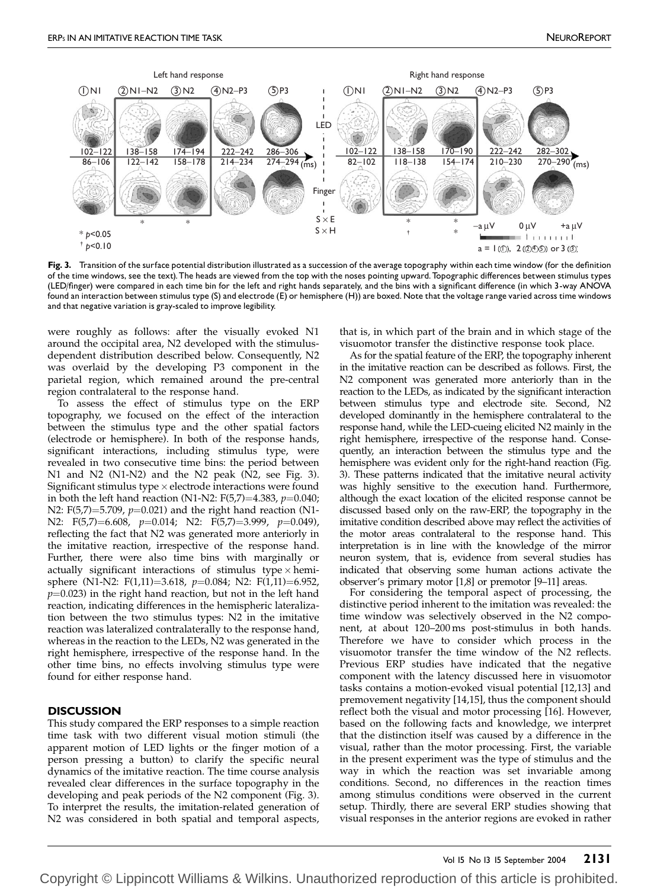Fig. 3. Transition of the surface potential distribution illustrated as a succession of the average topography within each time window (for the definition of the time windows, see the text). The heads are viewed from the top with the noses pointing upward. Topographic differences between stimulus types (LED/finger) were compared in each time bin for the left and right hands separately, and the bins with a significant difference (in which 3-way ANOVA found an interaction between stimulus type (S) and electrode (E) or hemisphere (H)) are boxed. Note that the voltage range varied across time windows and that negative variation is gray-scaled to improve legibility.

were roughly as follows: after the visually evoked N1 around the occipital area, N2 developed with the stimulus-dependent distribution described below. Consequently, N2 was overlaid by the developing P3 component in the parietal region, which remained around the pre-central region contralateral to the response hand.

To assess the effect of stimulus type on the ERP topography, we focused on the effect of the interaction between the stimulus type and the other spatial factors (electrode or hemisphere). In both of the response hands, significant interactions, including stimulus type, were revealed in two consecutive time bins: the period between N1 and N2 (N1-N2) and the N2 peak (N2, see Fig. 3). Significant stimulus type × electrode interactions were found in both the left hand reaction (N1-N2: $F(5,7)=4.383$, $p=0.040$; N2: $F(5,7)=5.709$, $p=0.021$) and the right hand reaction (N1-N2: $F(5,7)=6.608$, $p=0.014$; N2: $F(5,7)=3.999$, $p=0.049$), reflecting the fact that N2 was generated more anteriorly in the imitative reaction, irrespective of the response hand. Further, there were also time bins with marginally or actually significant interactions of stimulus type × hemisphere (N1-N2: $F(1,11)=3.618$, $p=0.084$; N2: $F(1,11)=6.952$, $p=0.023$) in the right hand reaction, but not in the left hand reaction, indicating differences in the hemispheric lateralization between the two stimulus types: N2 in the imitative reaction was lateralized contralaterally to the response hand, whereas in the reaction to the LEDs, N2 was generated in the right hemisphere, irrespective of the response hand. In the other time bins, no effects involving stimulus type were found for either response hand.

## DISCUSSION

This study compared the ERP responses to a simple reaction time task with two different visual motion stimuli (the apparent motion of LED lights or the finger motion of a person pressing a button) to clarify the specific neural dynamics of the imitative reaction. The time course analysis revealed clear differences in the surface topography in the developing and peak periods of the N2 component (Fig. 3). To interpret the results, the imitation-related generation of N2 was considered in both spatial and temporal aspects, that is, in which part of the brain and in which stage of the visuomotor transfer the distinctive response took place.

As for the spatial feature of the ERP, the topography inherent in the imitative reaction can be described as follows. First, the N2 component was generated more anteriorly than in the reaction to the LEDs, as indicated by the significant interaction between stimulus type and electrode site. Second, N2 developed dominantly in the hemisphere contralateral to the response hand, while the LED-cueing elicited N2 mainly in the right hemisphere, irrespective of the response hand. Consequently, an interaction between the stimulus type and the hemisphere was evident only for the right-hand reaction (Fig. 3). These patterns indicated that the imitative neural activity was highly sensitive to the execution hand. Furthermore, although the exact location of the elicited response cannot be discussed based only on the raw-ERP, the topography in the imitative condition described above may reflect the activities of the motor areas contralateral to the response hand. This interpretation is in line with the knowledge of the mirror neuron system, that is, evidence from several studies has indicated that observing some human actions activate the observer's primary motor [1,8] or premotor [9–11] areas.

For considering the temporal aspect of processing, the distinctive period inherent to the imitation was revealed: the time window was selectively observed in the N2 component, at about 120–200 ms post-stimulus in both hands. Therefore we have to consider which process in the visuomotor transfer the time window of the N2 reflects. Previous ERP studies have indicated that the negative component with the latency discussed here in visuomotor tasks contains a motion-evoked visual potential [12,13] and premovement negativity [14,15], thus the component should reflect both the visual and motor processing [16]. However, based on the following facts and knowledge, we interpret that the distinction itself was caused by a difference in the visual, rather than the motor processing. First, the variable in the present experiment was the type of stimulus and the way in which the reaction was set invariable among conditions. Second, no differences in the reaction times among stimulus conditions were observed in the current setup. Thirdly, there are several ERP studies showing that visual responses in the anterior regions are evoked in rather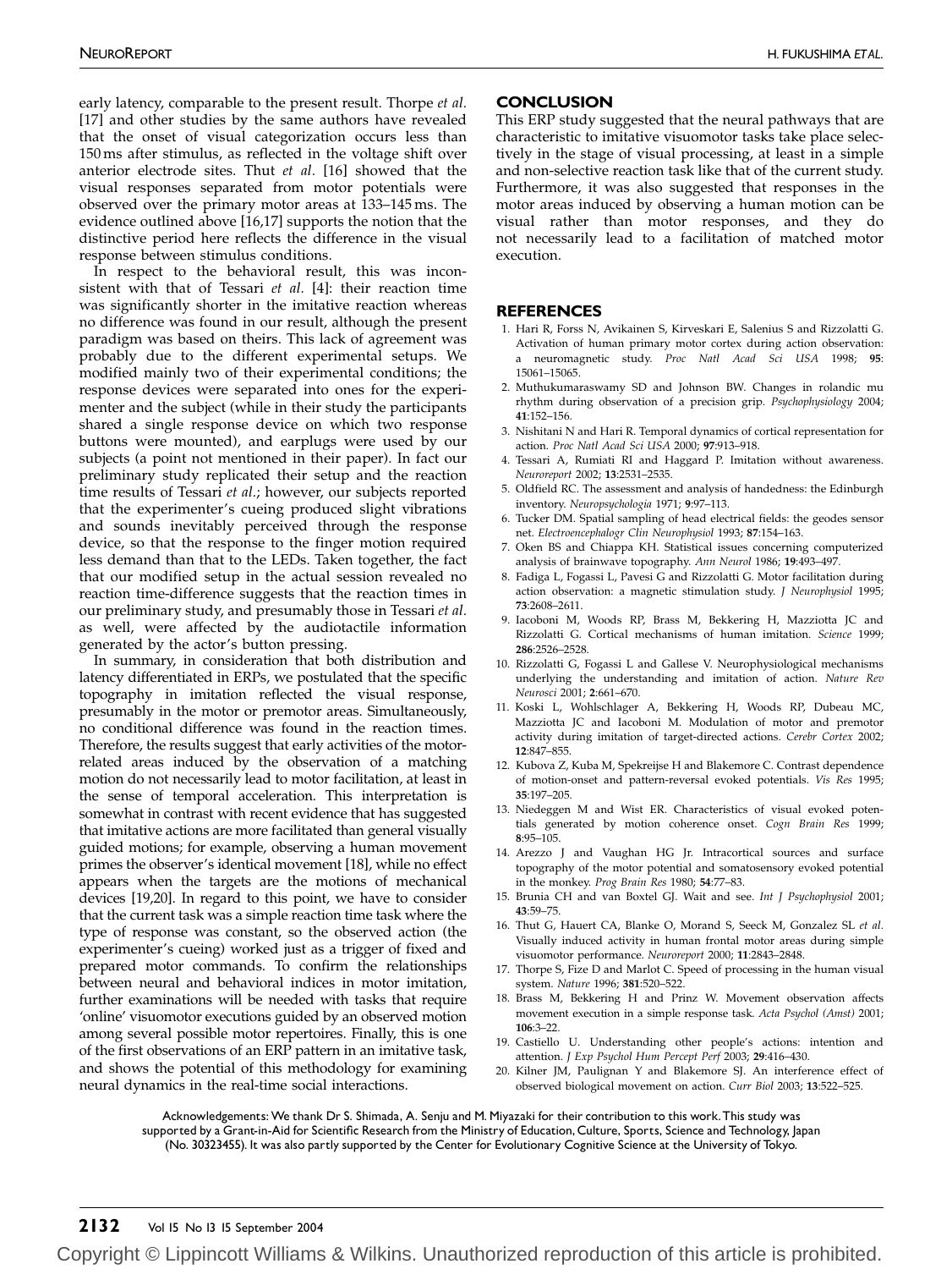early latency, comparable to the present result. Thorpe *et al.* [17] and other studies by the same authors have revealed that the onset of visual categorization occurs less than 150 ms after stimulus, as reflected in the voltage shift over anterior electrode sites. Thut *et al.* [16] showed that the visual responses separated from motor potentials were observed over the primary motor areas at 133–145 ms. The evidence outlined above [16,17] supports the notion that the distinctive period here reflects the difference in the visual response between stimulus conditions.

In respect to the behavioral result, this was inconsistent with that of Tessari *et al.* [4]: their reaction time was significantly shorter in the imitative reaction whereas no difference was found in our result, although the present paradigm was based on theirs. This lack of agreement was probably due to the different experimental setups. We modified mainly two of their experimental conditions; the response devices were separated into ones for the experimenter and the subject (while in their study the participants shared a single response device on which two response buttons were mounted), and earplugs were used by our subjects (a point not mentioned in their paper). In fact our preliminary study replicated their setup and the reaction time results of Tessari *et al.*; however, our subjects reported that the experimenter's cueing produced slight vibrations and sounds inevitably perceived through the response device, so that the response to the finger motion required less demand than that to the LEDs. Taken together, the fact that our modified setup in the actual session revealed no reaction time-difference suggests that the reaction times in our preliminary study, and presumably those in Tessari *et al.* as well, were affected by the audiotactile information generated by the actor's button pressing.

In summary, in consideration that both distribution and latency differentiated in ERPs, we postulated that the specific topography in imitation reflected the visual response, presumably in the motor or premotor areas. Simultaneously, no conditional difference was found in the reaction times. Therefore, the results suggest that early activities of the motor-related areas induced by the observation of a matching motion do not necessarily lead to motor facilitation, at least in the sense of temporal acceleration. This interpretation is somewhat in contrast with recent evidence that has suggested that imitative actions are more facilitated than general visually guided motions; for example, observing a human movement primes the observer's identical movement [18], while no effect appears when the targets are the motions of mechanical devices [19,20]. In regard to this point, we have to consider that the current task was a simple reaction time task where the type of response was constant, so the observed action (the experimenter's cueing) worked just as a trigger of fixed and prepared motor commands. To confirm the relationships between neural and behavioral indices in motor imitation, further examinations will be needed with tasks that require 'online' visuomotor executions guided by an observed motion among several possible motor repertoires. Finally, this is one of the first observations of an ERP pattern in an imitative task, and shows the potential of this methodology for examining neural dynamics in the real-time social interactions.

## CONCLUSION

This ERP study suggested that the neural pathways that are characteristic to imitative visuomotor tasks take place selectively in the stage of visual processing, at least in a simple and non-selective reaction task like that of the current study. Furthermore, it was also suggested that responses in the motor areas induced by observing a human motion can be visual rather than motor responses, and they do not necessarily lead to a facilitation of matched motor execution.

## REFERENCES

1. Hari R, Forss N, Avikainen S, Kirveskari E, Salenius S and Rizzolatti G. Activation of human primary motor cortex during action observation: a neuromagnetic study. *Proc Natl Acad Sci USA* 1998; **95**: 15061–15065.
2. Muthukumaraswamy SD and Johnson BW. Changes in rolandic mu rhythm during observation of a precision grip. *Psychophysiology* 2004; **41**:152–156.
3. Nishitani N and Hari R. Temporal dynamics of cortical representation for action. *Proc Natl Acad Sci USA* 2000; **97**:913–918.
4. Tessari A, Rumiati RI and Haggard P. Imitation without awareness. *Neuroreport* 2002; **13**:2531–2535.
5. Oldfield RC. The assessment and analysis of handedness: the Edinburgh inventory. *Neuropsychologia* 1971; **9**:97–113.
6. Tucker DM. Spatial sampling of head electrical fields: the geodes sensor net. *Electroencephalogr Clin Neurophysiol* 1993; **87**:154–163.
7. Oken BS and Chiappa KH. Statistical issues concerning computerized analysis of brainwave topography. *Ann Neurol* 1986; **19**:493–497.
8. Fadiga L, Fogassi L, Pavesi G and Rizzolatti G. Motor facilitation during action observation: a magnetic stimulation study. *J Neurophysiol* 1995; **73**:2608–2611.
9. Iacoboni M, Woods RP, Brass M, Bekkering H, Mazziotta JC and Rizzolatti G. Cortical mechanisms of human imitation. *Science* 1999; **286**:2526–2528.
10. Rizzolatti G, Fogassi L and Gallese V. Neurophysiological mechanisms underlying the understanding and imitation of action. *Nature Rev Neurosci* 2001; **2**:661–670.
11. Koski L, Wohlschlager A, Bekkering H, Woods RP, Dubeau MC, Mazziotta JC and Iacoboni M. Modulation of motor and premotor activity during imitation of target-directed actions. *Cerebr Cortex* 2002; **12**:847–855.
12. Kubova Z, Kuba M, Spekreijse H and Blakemore C. Contrast dependence of motion-onset and pattern-reversal evoked potentials. *Vis Res* 1995; **35**:197–205.
13. Niedeggen M and Wist ER. Characteristics of visual evoked potentials generated by motion coherence onset. *Cogn Brain Res* 1999; **8**:95–105.
14. Arezzo J and Vaughan HG Jr. Intracortical sources and surface topography of the motor potential and somatosensory evoked potential in the monkey. *Prog Brain Res* 1980; **54**:77–83.
15. Brunia CH and van Boxtel GJ. Wait and see. *Int J Psychophysiol* 2001; **43**:59–75.
16. Thut G, Hauert CA, Blanke O, Morand S, Seeck M, Gonzalez SL *et al.* Visually induced activity in human frontal motor areas during simple visuomotor performance. *Neuroreport* 2000; **11**:2843–2848.
17. Thorpe S, Fize D and Marlot C. Speed of processing in the human visual system. *Nature* 1996; **381**:520–522.
18. Brass M, Bekkering H and Prinz W. Movement observation affects movement execution in a simple response task. *Acta Psychol (Amst)* 2001; **106**:3–22.
19. Castiello U. Understanding other people's actions: intention and attention. *J Exp Psychol Hum Percept Perf* 2003; **29**:416–430.
20. Kilner JM, Paulignan Y and Blakemore SJ. An interference effect of observed biological movement on action. *Curr Biol* 2003; **13**:522–525.

Acknowledgements: We thank Dr S. Shimada, A. Senju and M. Miyazaki for their contribution to this work. This study was supported by a Grant-in-Aid for Scientific Research from the Ministry of Education, Culture, Sports, Science and Technology, Japan (No. 30323455). It was also partly supported by the Center for Evolutionary Cognitive Science at the University of Tokyo.